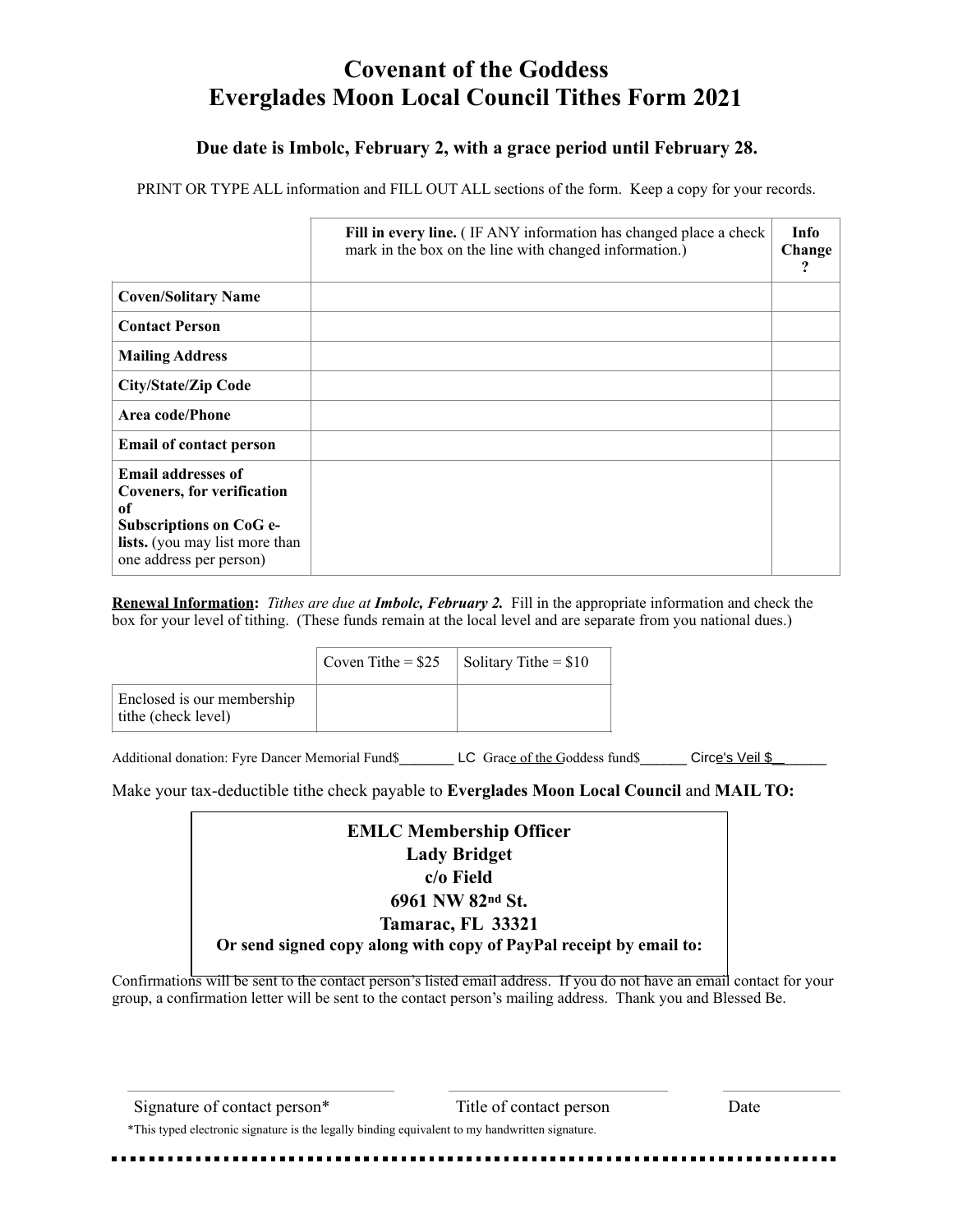# Covenant of the Goddess
# Everglades Moon Local Council Tithes Form 2021

### Due date is Imbolc, February 2, with a grace period until February 28.

PRINT OR TYPE ALL information and FILL OUT ALL sections of the form. Keep a copy for your records.

| | **Fill in every line.** ( IF ANY information has changed place a check mark in the box on the line with changed information.) | **Info Change ?** |
|---|---|---|
| **Coven/Solitary Name** | | |
| **Contact Person** | | |
| **Mailing Address** | | |
| **City/State/Zip Code** | | |
| **Area code/Phone** | | |
| **Email of contact person** | | |
| **Email addresses of Coveners, for verification of Subscriptions on CoG e-lists.** (you may list more than one address per person) | | |

**Renewal Information:** *Tithes are due at **Imbolc, February 2.*** Fill in the appropriate information and check the box for your level of tithing. (These funds remain at the local level and are separate from you national dues.)

| | Coven Tithe = $25 | Solitary Tithe = $10 |
|---|---|---|
| Enclosed is our membership tithe (check level) | | |

Additional donation: Fyre Dancer Memorial Fund$_______ LC Grace of the Goddess fund$______ Circe's Veil $_______

Make your tax-deductible tithe check payable to **Everglades Moon Local Council** and **MAIL TO:**

**EMLC Membership Officer**
**Lady Bridget**
**c/o Field**
**6961 NW 82nd St.**
**Tamarac, FL 33321**
**Or send signed copy along with copy of PayPal receipt by email to:**

Confirmations will be sent to the contact person's listed email address. If you do not have an email contact for your group, a confirmation letter will be sent to the contact person's mailing address. Thank you and Blessed Be.

______________________________ ______________________________ ______________

Signature of contact person* Title of contact person Date

*This typed electronic signature is the legally binding equivalent to my handwritten signature.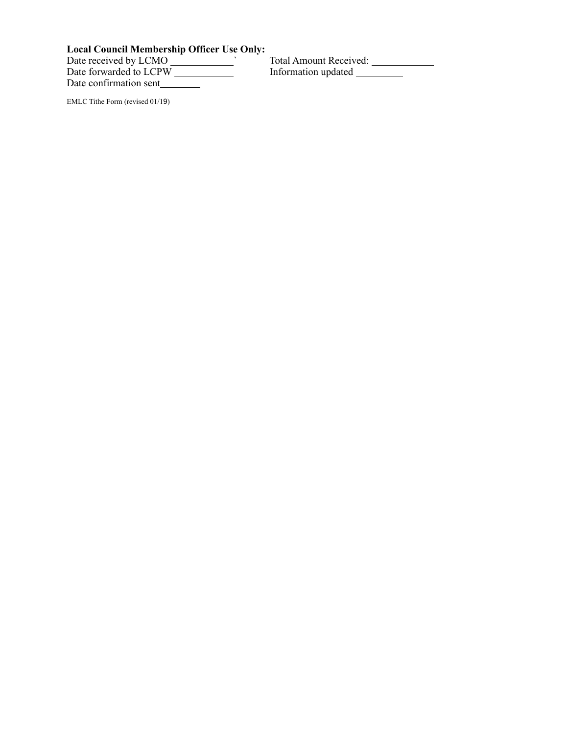**Local Council Membership Officer Use Only:**

Date received by LCMO ____________`

Date forwarded to LCPW ____________

Date confirmation sent________

Total Amount Received: ____________

Information updated _________

EMLC Tithe Form (revised 01/19)